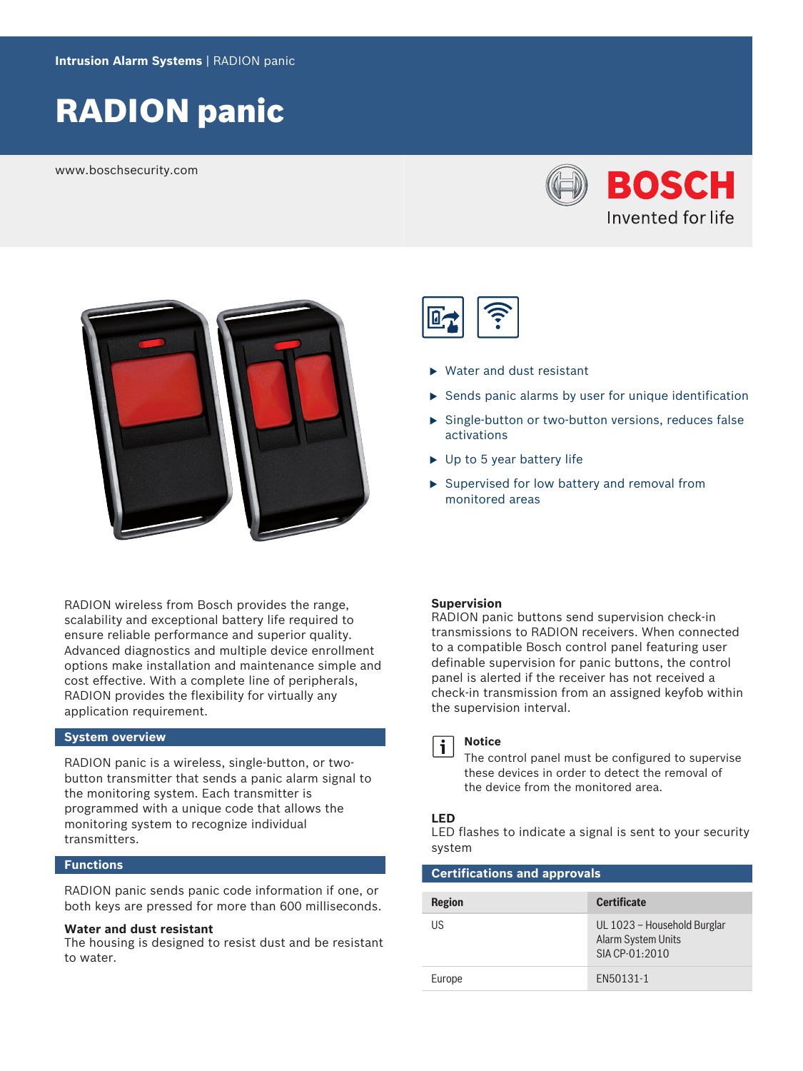Intrusion Alarm Systems | RADION panic

# RADION panic

www.boschsecurity.com

BOSCH
Invented for life

- Water and dust resistant
- Sends panic alarms by user for unique identification
- Single-button or two-button versions, reduces false activations
- Up to 5 year battery life
- Supervised for low battery and removal from monitored areas

RADION wireless from Bosch provides the range, scalability and exceptional battery life required to ensure reliable performance and superior quality. Advanced diagnostics and multiple device enrollment options make installation and maintenance simple and cost effective. With a complete line of peripherals, RADION provides the flexibility for virtually any application requirement.

## System overview

RADION panic is a wireless, single-button, or two-button transmitter that sends a panic alarm signal to the monitoring system. Each transmitter is programmed with a unique code that allows the monitoring system to recognize individual transmitters.

## Functions

RADION panic sends panic code information if one, or both keys are pressed for more than 600 milliseconds.

**Water and dust resistant**
The housing is designed to resist dust and be resistant to water.

**Supervision**
RADION panic buttons send supervision check-in transmissions to RADION receivers. When connected to a compatible Bosch control panel featuring user definable supervision for panic buttons, the control panel is alerted if the receiver has not received a check-in transmission from an assigned keyfob within the supervision interval.

**Notice**
The control panel must be configured to supervise these devices in order to detect the removal of the device from the monitored area.

**LED**
LED flashes to indicate a signal is sent to your security system

## Certifications and approvals

| Region | Certificate |
| --- | --- |
| US | UL 1023 – Household Burglar Alarm System Units<br>SIA CP-01:2010 |
| Europe | EN50131-1 |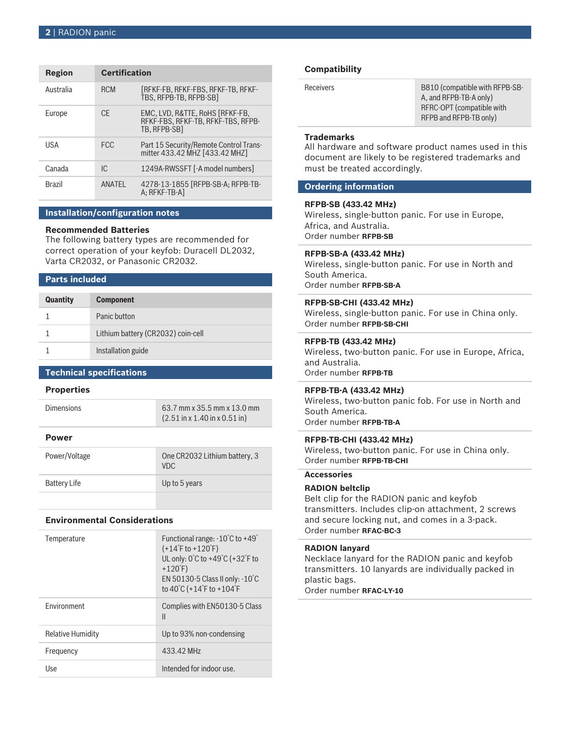| Region | Certification | |
|---|---|---|
| Australia | RCM | [RFKF-FB, RFKF-FBS, RFKF-TB, RFKF-TBS, RFPB-TB, RFPB-SB] |
| Europe | CE | EMC, LVD, R&TTE, RoHS [RFKF-FB, RFKF-FBS, RFKF-TB, RFKF-TBS, RFPB-TB, RFPB-SB] |
| USA | FCC | Part 15 Security/Remote Control Transmitter 433.42 MHZ [433.42 MHZ] |
| Canada | IC | 1249A-RWSSFT [-A model numbers] |
| Brazil | ANATEL | 4278-13-1855 [RFPB-SB-A; RFPB-TB-A; RFKF-TB-A] |

## Installation/configuration notes

### Recommended Batteries

The following battery types are recommended for correct operation of your keyfob: Duracell DL2032, Varta CR2032, or Panasonic CR2032.

## Parts included

| Quantity | Component |
|---|---|
| 1 | Panic button |
| 1 | Lithium battery (CR2032) coin-cell |
| 1 | Installation guide |

## Technical specifications

### Properties

| | |
|---|---|
| Dimensions | 63.7 mm x 35.5 mm x 13.0 mm (2.51 in x 1.40 in x 0.51 in) |

### Power

| | |
|---|---|
| Power/Voltage | One CR2032 Lithium battery, 3 VDC |
| Battery Life | Up to 5 years |
| | |

### Environmental Considerations

| | |
|---|---|
| Temperature | Functional range: -10°C to +49° (+14°F to +120°F)<br>UL only: 0°C to +49°C (+32°F to +120°F)<br>EN 50130-5 Class II only: -10°C to 40°C (+14°F to +104°F |
| Environment | Complies with EN50130-5 Class II |
| Relative Humidity | Up to 93% non-condensing |
| Frequency | 433.42 MHz |
| Use | Intended for indoor use. |

### Compatibility

| | |
|---|---|
| Receivers | B810 (compatible with RFPB-SB-A, and RFPB-TB-A only)<br>RFRC-OPT (compatible with RFPB and RFPB-TB only) |

### Trademarks

All hardware and software product names used in this document are likely to be registered trademarks and must be treated accordingly.

## Ordering information

**RFPB-SB (433.42 MHz)**
Wireless, single-button panic. For use in Europe, Africa, and Australia.
Order number **RFPB-SB**

**RFPB-SB-A (433.42 MHz)**
Wireless, single-button panic. For use in North and South America.
Order number **RFPB-SB-A**

**RFPB-SB-CHI (433.42 MHz)**
Wireless, single-button panic. For use in China only.
Order number **RFPB-SB-CHI**

**RFPB-TB (433.42 MHz)**
Wireless, two-button panic. For use in Europe, Africa, and Australia.
Order number **RFPB-TB**

**RFPB-TB-A (433.42 MHz)**
Wireless, two-button panic fob. For use in North and South America.
Order number **RFPB-TB-A**

**RFPB-TB-CHI (433.42 MHz)**
Wireless, two-button panic. For use in China only.
Order number **RFPB-TB-CHI**

### Accessories

**RADION beltclip**
Belt clip for the RADION panic and keyfob transmitters. Includes clip-on attachment, 2 screws and secure locking nut, and comes in a 3-pack.
Order number **RFAC-BC-3**

**RADION lanyard**
Necklace lanyard for the RADION panic and keyfob transmitters. 10 lanyards are individually packed in plastic bags.
Order number **RFAC-LY-10**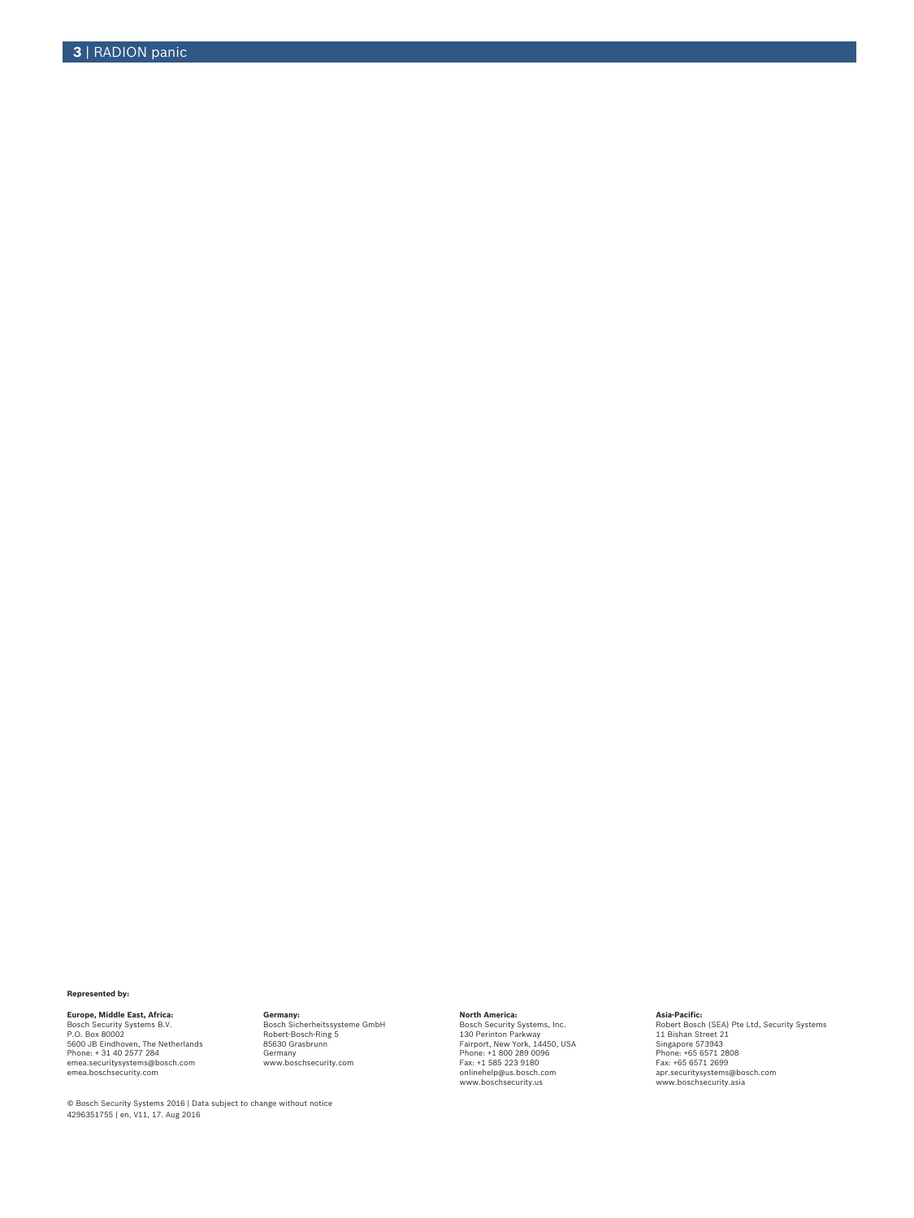**Represented by:**

**Europe, Middle East, Africa:**
Bosch Security Systems B.V.
P.O. Box 80002
5600 JB Eindhoven, The Netherlands
Phone: + 31 40 2577 284
emea.securitysystems@bosch.com
emea.boschsecurity.com

**Germany:**
Bosch Sicherheitssysteme GmbH
Robert-Bosch-Ring 5
85630 Grasbrunn
Germany
www.boschsecurity.com

**North America:**
Bosch Security Systems, Inc.
130 Perinton Parkway
Fairport, New York, 14450, USA
Phone: +1 800 289 0096
Fax: +1 585 223 9180
onlinehelp@us.bosch.com
www.boschsecurity.us

**Asia-Pacific:**
Robert Bosch (SEA) Pte Ltd, Security Systems
11 Bishan Street 21
Singapore 573943
Phone: +65 6571 2808
Fax: +65 6571 2699
apr.securitysystems@bosch.com
www.boschsecurity.asia

© Bosch Security Systems 2016 | Data subject to change without notice
4296351755 | en, V11, 17. Aug 2016